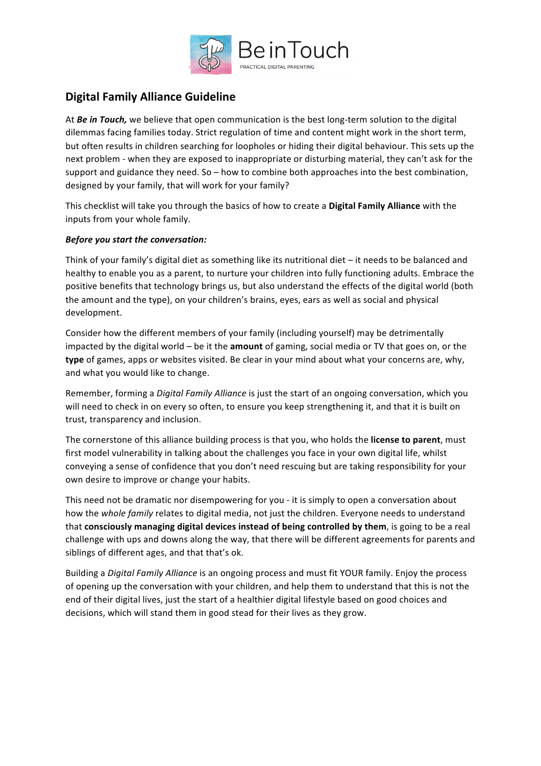Be in Touch
PRACTICAL DIGITAL PARENTING

## Digital Family Alliance Guideline

At ***Be in Touch,*** we believe that open communication is the best long-term solution to the digital dilemmas facing families today. Strict regulation of time and content might work in the short term, but often results in children searching for loopholes or hiding their digital behaviour. This sets up the next problem - when they are exposed to inappropriate or disturbing material, they can't ask for the support and guidance they need. So – how to combine both approaches into the best combination, designed by your family, that will work for your family?

This checklist will take you through the basics of how to create a **Digital Family Alliance** with the inputs from your whole family.

***Before you start the conversation:***

Think of your family's digital diet as something like its nutritional diet – it needs to be balanced and healthy to enable you as a parent, to nurture your children into fully functioning adults. Embrace the positive benefits that technology brings us, but also understand the effects of the digital world (both the amount and the type), on your children's brains, eyes, ears as well as social and physical development.

Consider how the different members of your family (including yourself) may be detrimentally impacted by the digital world – be it the **amount** of gaming, social media or TV that goes on, or the **type** of games, apps or websites visited. Be clear in your mind about what your concerns are, why, and what you would like to change.

Remember, forming a *Digital Family Alliance* is just the start of an ongoing conversation, which you will need to check in on every so often, to ensure you keep strengthening it, and that it is built on trust, transparency and inclusion.

The cornerstone of this alliance building process is that you, who holds the **license to parent**, must first model vulnerability in talking about the challenges you face in your own digital life, whilst conveying a sense of confidence that you don't need rescuing but are taking responsibility for your own desire to improve or change your habits.

This need not be dramatic nor disempowering for you - it is simply to open a conversation about how the *whole family* relates to digital media, not just the children. Everyone needs to understand that **consciously managing digital devices instead of being controlled by them**, is going to be a real challenge with ups and downs along the way, that there will be different agreements for parents and siblings of different ages, and that that's ok.

Building a *Digital Family Alliance* is an ongoing process and must fit YOUR family. Enjoy the process of opening up the conversation with your children, and help them to understand that this is not the end of their digital lives, just the start of a healthier digital lifestyle based on good choices and decisions, which will stand them in good stead for their lives as they grow.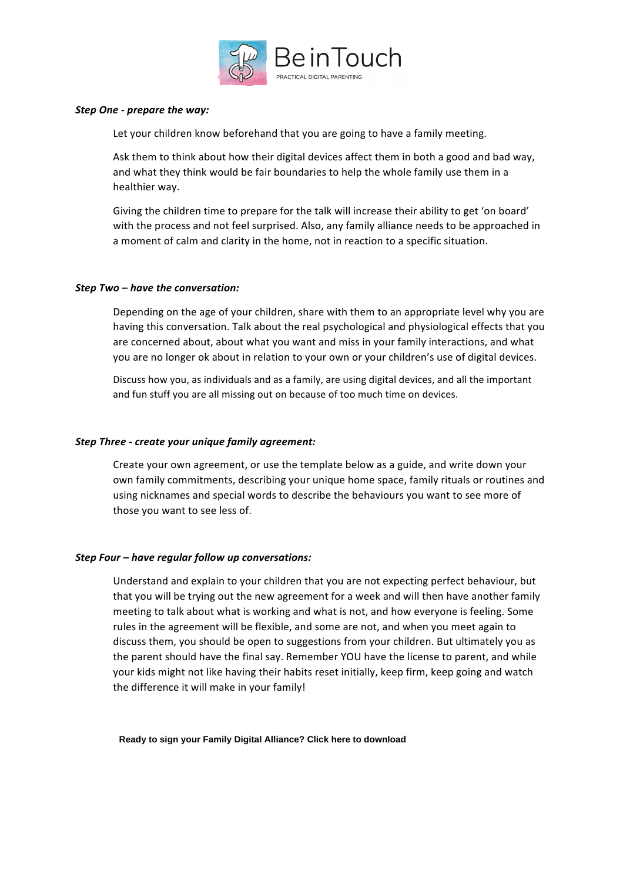Be in Touch
PRACTICAL DIGITAL PARENTING

***Step One - prepare the way:***

Let your children know beforehand that you are going to have a family meeting.

Ask them to think about how their digital devices affect them in both a good and bad way, and what they think would be fair boundaries to help the whole family use them in a healthier way.

Giving the children time to prepare for the talk will increase their ability to get 'on board' with the process and not feel surprised. Also, any family alliance needs to be approached in a moment of calm and clarity in the home, not in reaction to a specific situation.

***Step Two – have the conversation:***

Depending on the age of your children, share with them to an appropriate level why you are having this conversation. Talk about the real psychological and physiological effects that you are concerned about, about what you want and miss in your family interactions, and what you are no longer ok about in relation to your own or your children's use of digital devices.

Discuss how you, as individuals and as a family, are using digital devices, and all the important and fun stuff you are all missing out on because of too much time on devices.

***Step Three - create your unique family agreement:***

Create your own agreement, or use the template below as a guide, and write down your own family commitments, describing your unique home space, family rituals or routines and using nicknames and special words to describe the behaviours you want to see more of those you want to see less of.

***Step Four – have regular follow up conversations:***

Understand and explain to your children that you are not expecting perfect behaviour, but that you will be trying out the new agreement for a week and will then have another family meeting to talk about what is working and what is not, and how everyone is feeling. Some rules in the agreement will be flexible, and some are not, and when you meet again to discuss them, you should be open to suggestions from your children. But ultimately you as the parent should have the final say. Remember YOU have the license to parent, and while your kids might not like having their habits reset initially, keep firm, keep going and watch the difference it will make in your family!

**Ready to sign your Family Digital Alliance? Click here to download**